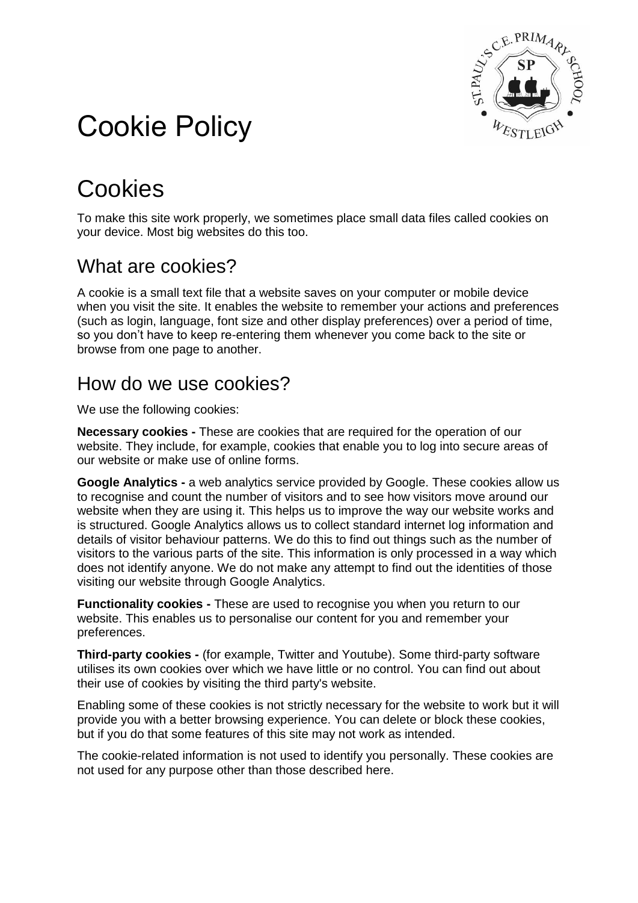# Cookie Policy

# Cookies

To make this site work properly, we sometimes place small data files called cookies on your device. Most big websites do this too.

## What are cookies?

A cookie is a small text file that a website saves on your computer or mobile device when you visit the site. It enables the website to remember your actions and preferences (such as login, language, font size and other display preferences) over a period of time, so you don't have to keep re-entering them whenever you come back to the site or browse from one page to another.

## How do we use cookies?

We use the following cookies:

**Necessary cookies -** These are cookies that are required for the operation of our website. They include, for example, cookies that enable you to log into secure areas of our website or make use of online forms.

**Google Analytics -** a web analytics service provided by Google. These cookies allow us to recognise and count the number of visitors and to see how visitors move around our website when they are using it. This helps us to improve the way our website works and is structured. Google Analytics allows us to collect standard internet log information and details of visitor behaviour patterns. We do this to find out things such as the number of visitors to the various parts of the site. This information is only processed in a way which does not identify anyone. We do not make any attempt to find out the identities of those visiting our website through Google Analytics.

**Functionality cookies -** These are used to recognise you when you return to our website. This enables us to personalise our content for you and remember your preferences.

**Third-party cookies -** (for example, Twitter and Youtube). Some third-party software utilises its own cookies over which we have little or no control. You can find out about their use of cookies by visiting the third party's website.

Enabling some of these cookies is not strictly necessary for the website to work but it will provide you with a better browsing experience. You can delete or block these cookies, but if you do that some features of this site may not work as intended.

The cookie-related information is not used to identify you personally. These cookies are not used for any purpose other than those described here.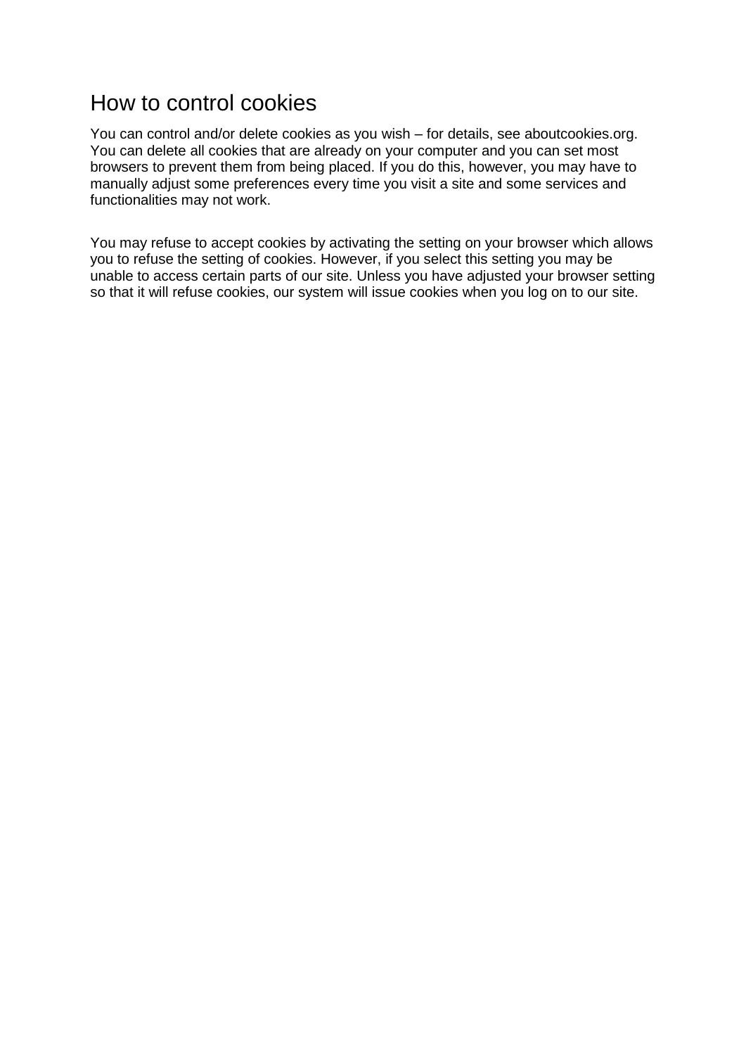# How to control cookies

You can control and/or delete cookies as you wish – for details, see aboutcookies.org. You can delete all cookies that are already on your computer and you can set most browsers to prevent them from being placed. If you do this, however, you may have to manually adjust some preferences every time you visit a site and some services and functionalities may not work.

You may refuse to accept cookies by activating the setting on your browser which allows you to refuse the setting of cookies. However, if you select this setting you may be unable to access certain parts of our site. Unless you have adjusted your browser setting so that it will refuse cookies, our system will issue cookies when you log on to our site.